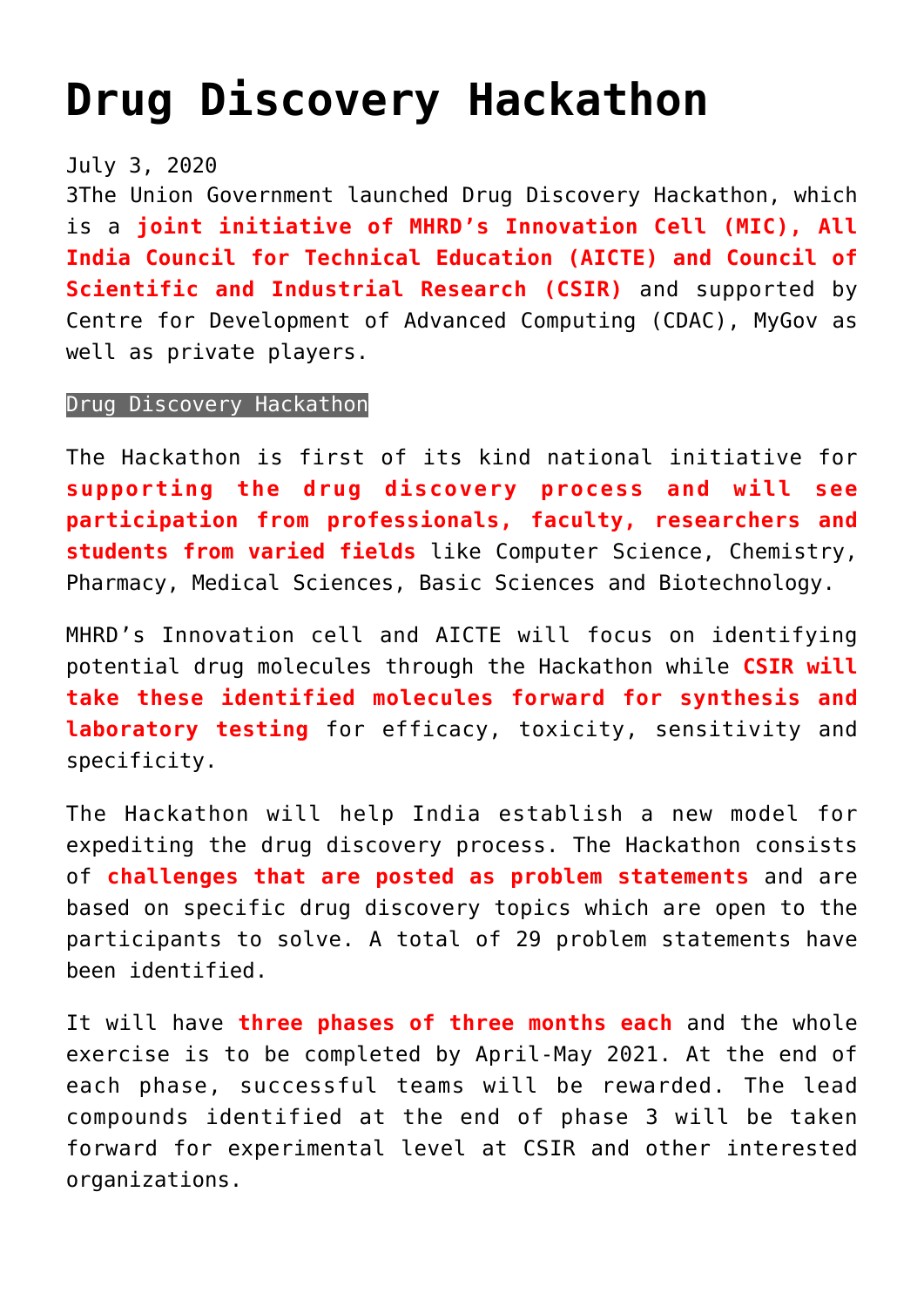# Drug Discovery Hackathon

July 3, 2020

3The Union Government launched Drug Discovery Hackathon, which is a **joint initiative of MHRD's Innovation Cell (MIC), All India Council for Technical Education (AICTE) and Council of Scientific and Industrial Research (CSIR)** and supported by Centre for Development of Advanced Computing (CDAC), MyGov as well as private players.

Drug Discovery Hackathon

The Hackathon is first of its kind national initiative for **supporting the drug discovery process and will see participation from professionals, faculty, researchers and students from varied fields** like Computer Science, Chemistry, Pharmacy, Medical Sciences, Basic Sciences and Biotechnology.

MHRD's Innovation cell and AICTE will focus on identifying potential drug molecules through the Hackathon while **CSIR will take these identified molecules forward for synthesis and laboratory testing** for efficacy, toxicity, sensitivity and specificity.

The Hackathon will help India establish a new model for expediting the drug discovery process. The Hackathon consists of **challenges that are posted as problem statements** and are based on specific drug discovery topics which are open to the participants to solve. A total of 29 problem statements have been identified.

It will have **three phases of three months each** and the whole exercise is to be completed by April-May 2021. At the end of each phase, successful teams will be rewarded. The lead compounds identified at the end of phase 3 will be taken forward for experimental level at CSIR and other interested organizations.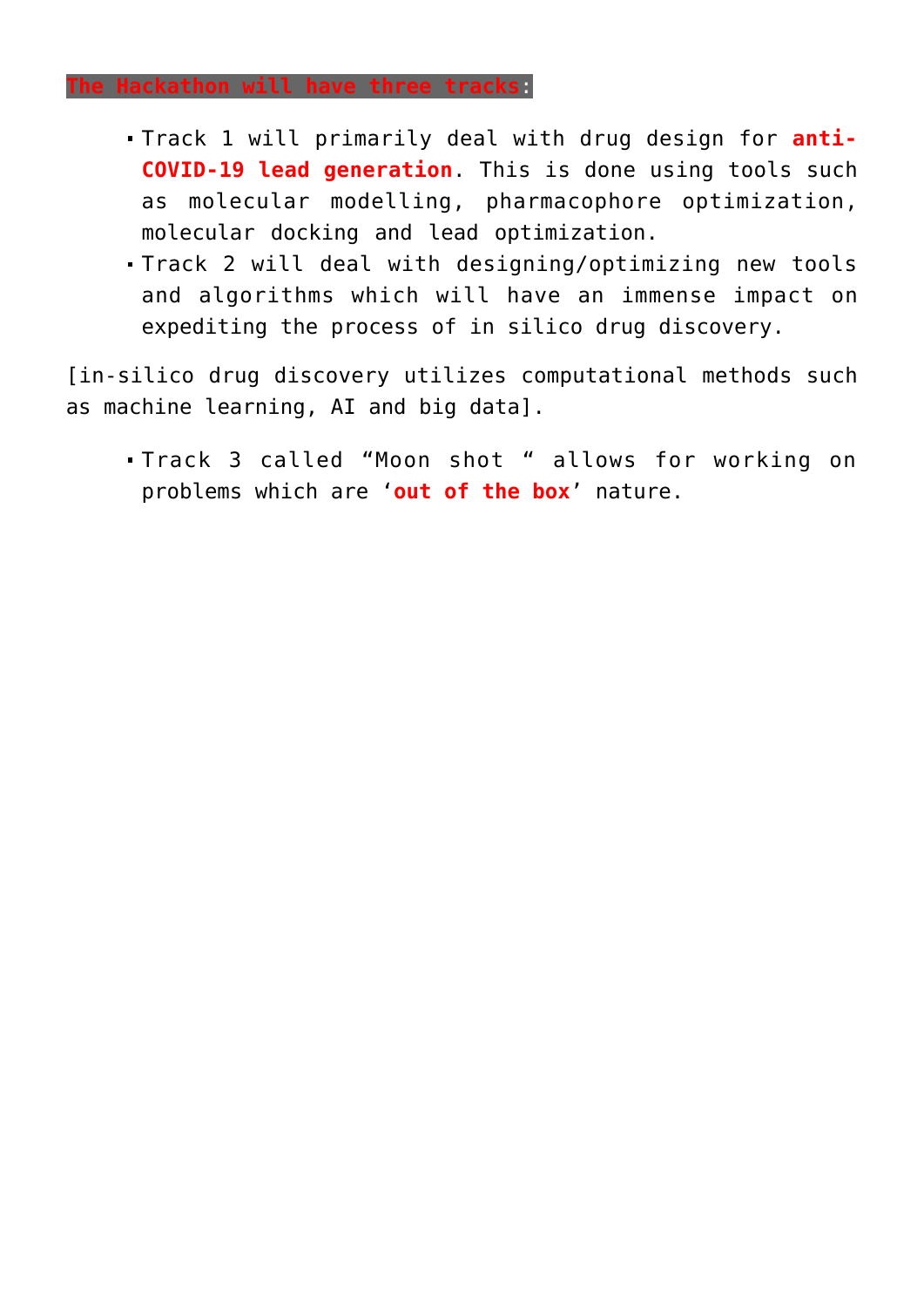**The Hackathon will have three tracks**:

- Track 1 will primarily deal with drug design for **anti-COVID-19 lead generation**. This is done using tools such as molecular modelling, pharmacophore optimization, molecular docking and lead optimization.
- Track 2 will deal with designing/optimizing new tools and algorithms which will have an immense impact on expediting the process of in silico drug discovery.

[in-silico drug discovery utilizes computational methods such as machine learning, AI and big data].

- Track 3 called "Moon shot " allows for working on problems which are '**out of the box**' nature.